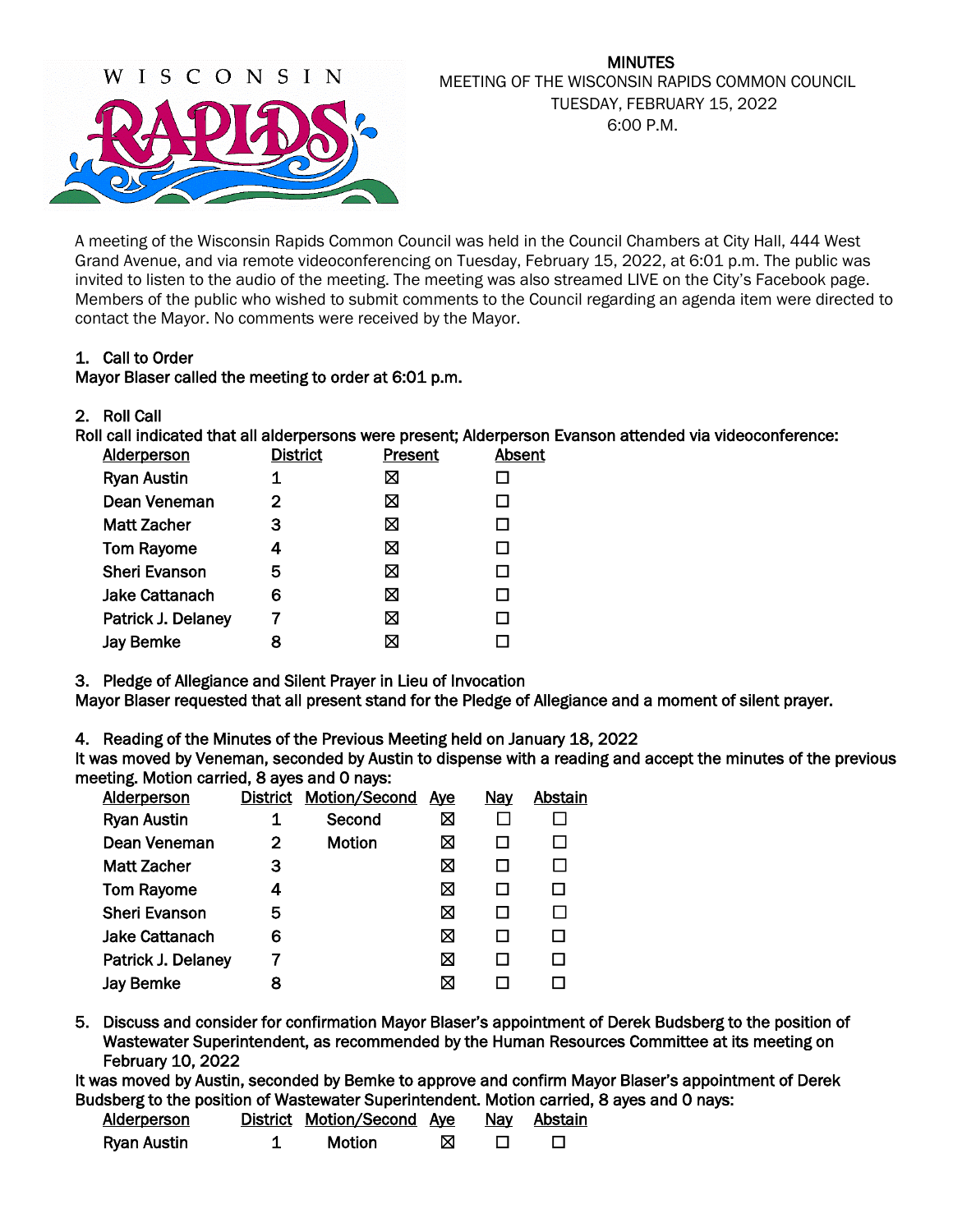# MINUTES

MEETING OF THE WISCONSIN RAPIDS COMMON COUNCIL
TUESDAY, FEBRUARY 15, 2022
6:00 P.M.

A meeting of the Wisconsin Rapids Common Council was held in the Council Chambers at City Hall, 444 West Grand Avenue, and via remote videoconferencing on Tuesday, February 15, 2022, at 6:01 p.m. The public was invited to listen to the audio of the meeting. The meeting was also streamed LIVE on the City's Facebook page. Members of the public who wished to submit comments to the Council regarding an agenda item were directed to contact the Mayor. No comments were received by the Mayor.

1. Call to Order

Mayor Blaser called the meeting to order at 6:01 p.m.

2. Roll Call

Roll call indicated that all alderpersons were present; Alderperson Evanson attended via videoconference:

| Alderperson | District | Present | Absent |
|---|---|---|---|
| Ryan Austin | 1 | ☒ | ☐ |
| Dean Veneman | 2 | ☒ | ☐ |
| Matt Zacher | 3 | ☒ | ☐ |
| Tom Rayome | 4 | ☒ | ☐ |
| Sheri Evanson | 5 | ☒ | ☐ |
| Jake Cattanach | 6 | ☒ | ☐ |
| Patrick J. Delaney | 7 | ☒ | ☐ |
| Jay Bemke | 8 | ☒ | ☐ |

3. Pledge of Allegiance and Silent Prayer in Lieu of Invocation

Mayor Blaser requested that all present stand for the Pledge of Allegiance and a moment of silent prayer.

4. Reading of the Minutes of the Previous Meeting held on January 18, 2022

It was moved by Veneman, seconded by Austin to dispense with a reading and accept the minutes of the previous meeting. Motion carried, 8 ayes and 0 nays:

| Alderperson | District | Motion/Second | Aye | Nay | Abstain |
|---|---|---|---|---|---|
| Ryan Austin | 1 | Second | ☒ | ☐ | ☐ |
| Dean Veneman | 2 | Motion | ☒ | ☐ | ☐ |
| Matt Zacher | 3 | | ☒ | ☐ | ☐ |
| Tom Rayome | 4 | | ☒ | ☐ | ☐ |
| Sheri Evanson | 5 | | ☒ | ☐ | ☐ |
| Jake Cattanach | 6 | | ☒ | ☐ | ☐ |
| Patrick J. Delaney | 7 | | ☒ | ☐ | ☐ |
| Jay Bemke | 8 | | ☒ | ☐ | ☐ |

5. Discuss and consider for confirmation Mayor Blaser's appointment of Derek Budsberg to the position of Wastewater Superintendent, as recommended by the Human Resources Committee at its meeting on February 10, 2022

It was moved by Austin, seconded by Bemke to approve and confirm Mayor Blaser's appointment of Derek Budsberg to the position of Wastewater Superintendent. Motion carried, 8 ayes and 0 nays:

| Alderperson | District | Motion/Second | Aye | Nay | Abstain |
|---|---|---|---|---|---|
| Ryan Austin | 1 | Motion | ☒ | ☐ | ☐ |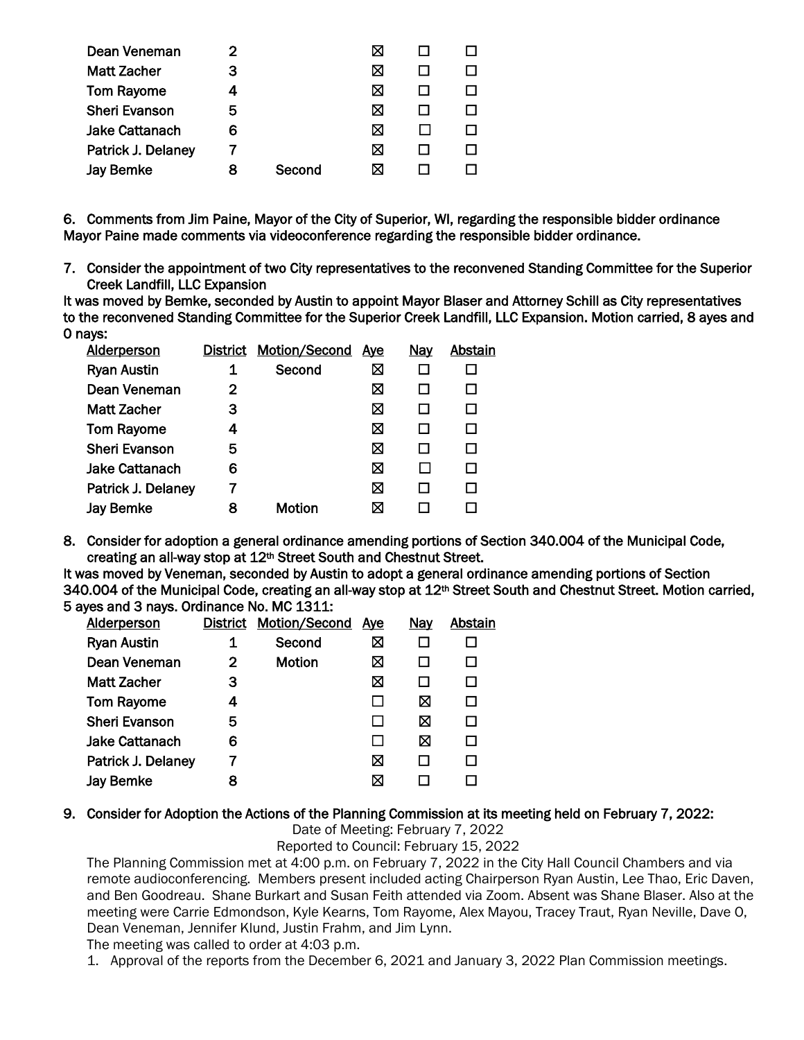| Dean Veneman | 2 | | ☒ | ☐ | ☐ |
|---|---|---|---|---|---|
| Matt Zacher | 3 | | ☒ | ☐ | ☐ |
| Tom Rayome | 4 | | ☒ | ☐ | ☐ |
| Sheri Evanson | 5 | | ☒ | ☐ | ☐ |
| Jake Cattanach | 6 | | ☒ | ☐ | ☐ |
| Patrick J. Delaney | 7 | | ☒ | ☐ | ☐ |
| Jay Bemke | 8 | Second | ☒ | ☐ | ☐ |

6. **Comments from Jim Paine, Mayor of the City of Superior, WI, regarding the responsible bidder ordinance**

Mayor Paine made comments via videoconference regarding the responsible bidder ordinance.

7. **Consider the appointment of two City representatives to the reconvened Standing Committee for the Superior Creek Landfill, LLC Expansion**

It was moved by Bemke, seconded by Austin to appoint Mayor Blaser and Attorney Schill as City representatives to the reconvened Standing Committee for the Superior Creek Landfill, LLC Expansion. Motion carried, 8 ayes and 0 nays:

| Alderperson | District | Motion/Second | Aye | Nay | Abstain |
|---|---|---|---|---|---|
| Ryan Austin | 1 | Second | ☒ | ☐ | ☐ |
| Dean Veneman | 2 | | ☒ | ☐ | ☐ |
| Matt Zacher | 3 | | ☒ | ☐ | ☐ |
| Tom Rayome | 4 | | ☒ | ☐ | ☐ |
| Sheri Evanson | 5 | | ☒ | ☐ | ☐ |
| Jake Cattanach | 6 | | ☒ | ☐ | ☐ |
| Patrick J. Delaney | 7 | | ☒ | ☐ | ☐ |
| Jay Bemke | 8 | Motion | ☒ | ☐ | ☐ |

8. **Consider for adoption a general ordinance amending portions of Section 340.004 of the Municipal Code, creating an all-way stop at 12th Street South and Chestnut Street.**

It was moved by Veneman, seconded by Austin to adopt a general ordinance amending portions of Section 340.004 of the Municipal Code, creating an all-way stop at 12th Street South and Chestnut Street. Motion carried, 5 ayes and 3 nays. Ordinance No. MC 1311:

| Alderperson | District | Motion/Second | Aye | Nay | Abstain |
|---|---|---|---|---|---|
| Ryan Austin | 1 | Second | ☒ | ☐ | ☐ |
| Dean Veneman | 2 | Motion | ☒ | ☐ | ☐ |
| Matt Zacher | 3 | | ☒ | ☐ | ☐ |
| Tom Rayome | 4 | | ☐ | ☒ | ☐ |
| Sheri Evanson | 5 | | ☐ | ☒ | ☐ |
| Jake Cattanach | 6 | | ☐ | ☒ | ☐ |
| Patrick J. Delaney | 7 | | ☒ | ☐ | ☐ |
| Jay Bemke | 8 | | ☒ | ☐ | ☐ |

9. **Consider for Adoption the Actions of the Planning Commission at its meeting held on February 7, 2022:**

Date of Meeting: February 7, 2022

Reported to Council: February 15, 2022

The Planning Commission met at 4:00 p.m. on February 7, 2022 in the City Hall Council Chambers and via remote audioconferencing. Members present included acting Chairperson Ryan Austin, Lee Thao, Eric Daven, and Ben Goodreau. Shane Burkart and Susan Feith attended via Zoom. Absent was Shane Blaser. Also at the meeting were Carrie Edmondson, Kyle Kearns, Tom Rayome, Alex Mayou, Tracey Traut, Ryan Neville, Dave O, Dean Veneman, Jennifer Klund, Justin Frahm, and Jim Lynn.

The meeting was called to order at 4:03 p.m.

1. Approval of the reports from the December 6, 2021 and January 3, 2022 Plan Commission meetings.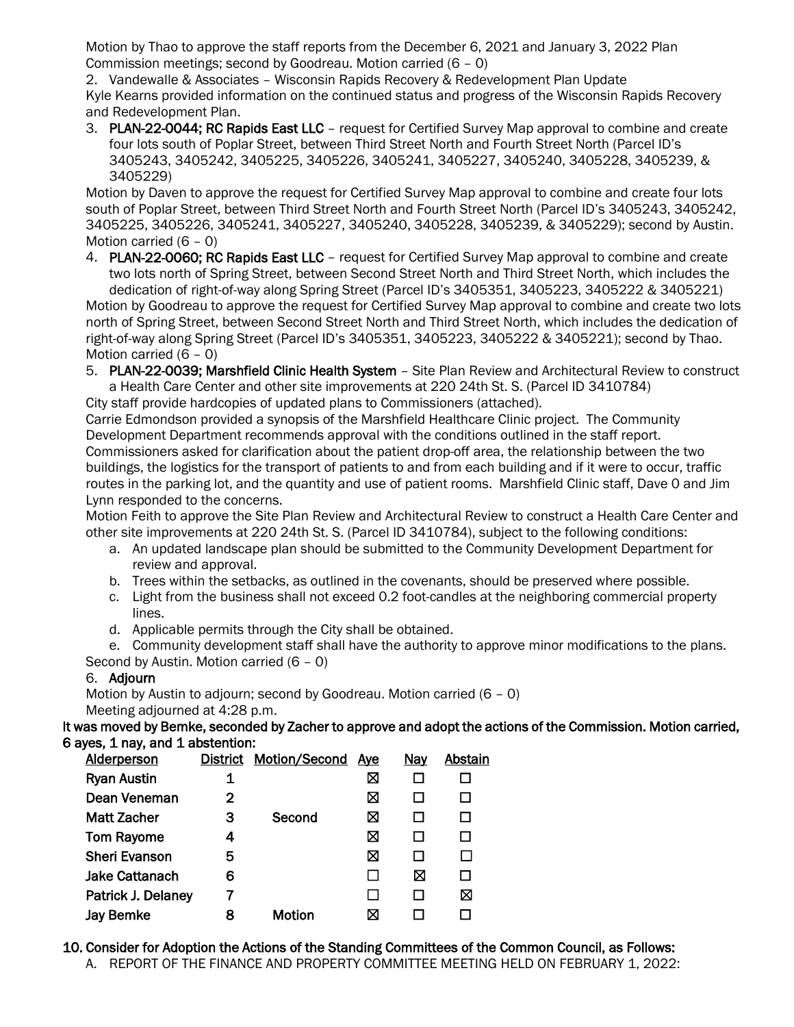Motion by Thao to approve the staff reports from the December 6, 2021 and January 3, 2022 Plan Commission meetings; second by Goodreau. Motion carried (6 – 0)

2. Vandewalle & Associates – Wisconsin Rapids Recovery & Redevelopment Plan Update

Kyle Kearns provided information on the continued status and progress of the Wisconsin Rapids Recovery and Redevelopment Plan.

3. **PLAN-22-0044; RC Rapids East LLC** – request for Certified Survey Map approval to combine and create four lots south of Poplar Street, between Third Street North and Fourth Street North (Parcel ID's 3405243, 3405242, 3405225, 3405226, 3405241, 3405227, 3405240, 3405228, 3405239, & 3405229)

Motion by Daven to approve the request for Certified Survey Map approval to combine and create four lots south of Poplar Street, between Third Street North and Fourth Street North (Parcel ID's 3405243, 3405242, 3405225, 3405226, 3405241, 3405227, 3405240, 3405228, 3405239, & 3405229); second by Austin. Motion carried (6 – 0)

4. **PLAN-22-0060; RC Rapids East LLC** – request for Certified Survey Map approval to combine and create two lots north of Spring Street, between Second Street North and Third Street North, which includes the dedication of right-of-way along Spring Street (Parcel ID's 3405351, 3405223, 3405222 & 3405221)

Motion by Goodreau to approve the request for Certified Survey Map approval to combine and create two lots north of Spring Street, between Second Street North and Third Street North, which includes the dedication of right-of-way along Spring Street (Parcel ID's 3405351, 3405223, 3405222 & 3405221); second by Thao. Motion carried (6 – 0)

5. **PLAN-22-0039; Marshfield Clinic Health System** – Site Plan Review and Architectural Review to construct a Health Care Center and other site improvements at 220 24th St. S. (Parcel ID 3410784)

City staff provide hardcopies of updated plans to Commissioners (attached).

Carrie Edmondson provided a synopsis of the Marshfield Healthcare Clinic project. The Community Development Department recommends approval with the conditions outlined in the staff report. Commissioners asked for clarification about the patient drop-off area, the relationship between the two buildings, the logistics for the transport of patients to and from each building and if it were to occur, traffic routes in the parking lot, and the quantity and use of patient rooms. Marshfield Clinic staff, Dave O and Jim Lynn responded to the concerns.

Motion Feith to approve the Site Plan Review and Architectural Review to construct a Health Care Center and other site improvements at 220 24th St. S. (Parcel ID 3410784), subject to the following conditions:

a. An updated landscape plan should be submitted to the Community Development Department for review and approval.
b. Trees within the setbacks, as outlined in the covenants, should be preserved where possible.
c. Light from the business shall not exceed 0.2 foot-candles at the neighboring commercial property lines.
d. Applicable permits through the City shall be obtained.
e. Community development staff shall have the authority to approve minor modifications to the plans.

Second by Austin. Motion carried (6 – 0)

6. **Adjourn**

Motion by Austin to adjourn; second by Goodreau. Motion carried (6 – 0)

Meeting adjourned at 4:28 p.m.

**It was moved by Bemke, seconded by Zacher to approve and adopt the actions of the Commission. Motion carried, 6 ayes, 1 nay, and 1 abstention:**

| Alderperson | District | Motion/Second | Aye | Nay | Abstain |
|---|---|---|---|---|---|
| Ryan Austin | 1 | | ☒ | ☐ | ☐ |
| Dean Veneman | 2 | | ☒ | ☐ | ☐ |
| Matt Zacher | 3 | Second | ☒ | ☐ | ☐ |
| Tom Rayome | 4 | | ☒ | ☐ | ☐ |
| Sheri Evanson | 5 | | ☒ | ☐ | ☐ |
| Jake Cattanach | 6 | | ☐ | ☒ | ☐ |
| Patrick J. Delaney | 7 | | ☐ | ☐ | ☒ |
| Jay Bemke | 8 | Motion | ☒ | ☐ | ☐ |

**10. Consider for Adoption the Actions of the Standing Committees of the Common Council, as Follows:**

A. REPORT OF THE FINANCE AND PROPERTY COMMITTEE MEETING HELD ON FEBRUARY 1, 2022: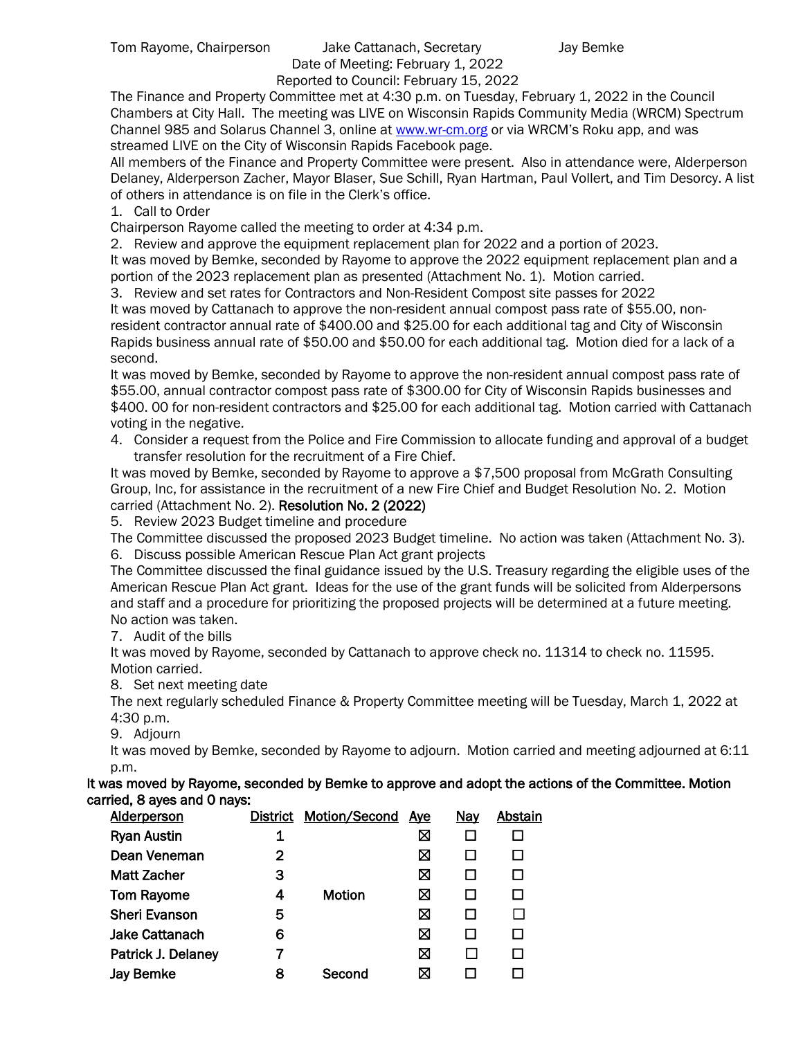Tom Rayome, Chairperson    Jake Cattanach, Secretary    Jay Bemke

Date of Meeting: February 1, 2022

Reported to Council: February 15, 2022

The Finance and Property Committee met at 4:30 p.m. on Tuesday, February 1, 2022 in the Council Chambers at City Hall. The meeting was LIVE on Wisconsin Rapids Community Media (WRCM) Spectrum Channel 985 and Solarus Channel 3, online at www.wr-cm.org or via WRCM's Roku app, and was streamed LIVE on the City of Wisconsin Rapids Facebook page.

All members of the Finance and Property Committee were present. Also in attendance were, Alderperson Delaney, Alderperson Zacher, Mayor Blaser, Sue Schill, Ryan Hartman, Paul Vollert, and Tim Desorcy. A list of others in attendance is on file in the Clerk's office.

1. Call to Order

Chairperson Rayome called the meeting to order at 4:34 p.m.

2. Review and approve the equipment replacement plan for 2022 and a portion of 2023.

It was moved by Bemke, seconded by Rayome to approve the 2022 equipment replacement plan and a portion of the 2023 replacement plan as presented (Attachment No. 1). Motion carried.

3. Review and set rates for Contractors and Non-Resident Compost site passes for 2022

It was moved by Cattanach to approve the non-resident annual compost pass rate of $55.00, non-resident contractor annual rate of $400.00 and $25.00 for each additional tag and City of Wisconsin Rapids business annual rate of $50.00 and $50.00 for each additional tag. Motion died for a lack of a second.

It was moved by Bemke, seconded by Rayome to approve the non-resident annual compost pass rate of $55.00, annual contractor compost pass rate of $300.00 for City of Wisconsin Rapids businesses and $400. 00 for non-resident contractors and $25.00 for each additional tag. Motion carried with Cattanach voting in the negative.

4. Consider a request from the Police and Fire Commission to allocate funding and approval of a budget transfer resolution for the recruitment of a Fire Chief.

It was moved by Bemke, seconded by Rayome to approve a $7,500 proposal from McGrath Consulting Group, Inc, for assistance in the recruitment of a new Fire Chief and Budget Resolution No. 2. Motion carried (Attachment No. 2). **Resolution No. 2 (2022)**

5. Review 2023 Budget timeline and procedure

The Committee discussed the proposed 2023 Budget timeline. No action was taken (Attachment No. 3).

6. Discuss possible American Rescue Plan Act grant projects

The Committee discussed the final guidance issued by the U.S. Treasury regarding the eligible uses of the American Rescue Plan Act grant. Ideas for the use of the grant funds will be solicited from Alderpersons and staff and a procedure for prioritizing the proposed projects will be determined at a future meeting. No action was taken.

7. Audit of the bills

It was moved by Rayome, seconded by Cattanach to approve check no. 11314 to check no. 11595. Motion carried.

8. Set next meeting date

The next regularly scheduled Finance & Property Committee meeting will be Tuesday, March 1, 2022 at 4:30 p.m.

9. Adjourn

It was moved by Bemke, seconded by Rayome to adjourn. Motion carried and meeting adjourned at 6:11 p.m.

**It was moved by Rayome, seconded by Bemke to approve and adopt the actions of the Committee. Motion carried, 8 ayes and 0 nays:**

| Alderperson | District | Motion/Second | Aye | Nay | Abstain |
|---|---|---|---|---|---|
| Ryan Austin | 1 | | ☒ | ☐ | ☐ |
| Dean Veneman | 2 | | ☒ | ☐ | ☐ |
| Matt Zacher | 3 | | ☒ | ☐ | ☐ |
| Tom Rayome | 4 | Motion | ☒ | ☐ | ☐ |
| Sheri Evanson | 5 | | ☒ | ☐ | ☐ |
| Jake Cattanach | 6 | | ☒ | ☐ | ☐ |
| Patrick J. Delaney | 7 | | ☒ | ☐ | ☐ |
| Jay Bemke | 8 | Second | ☒ | ☐ | ☐ |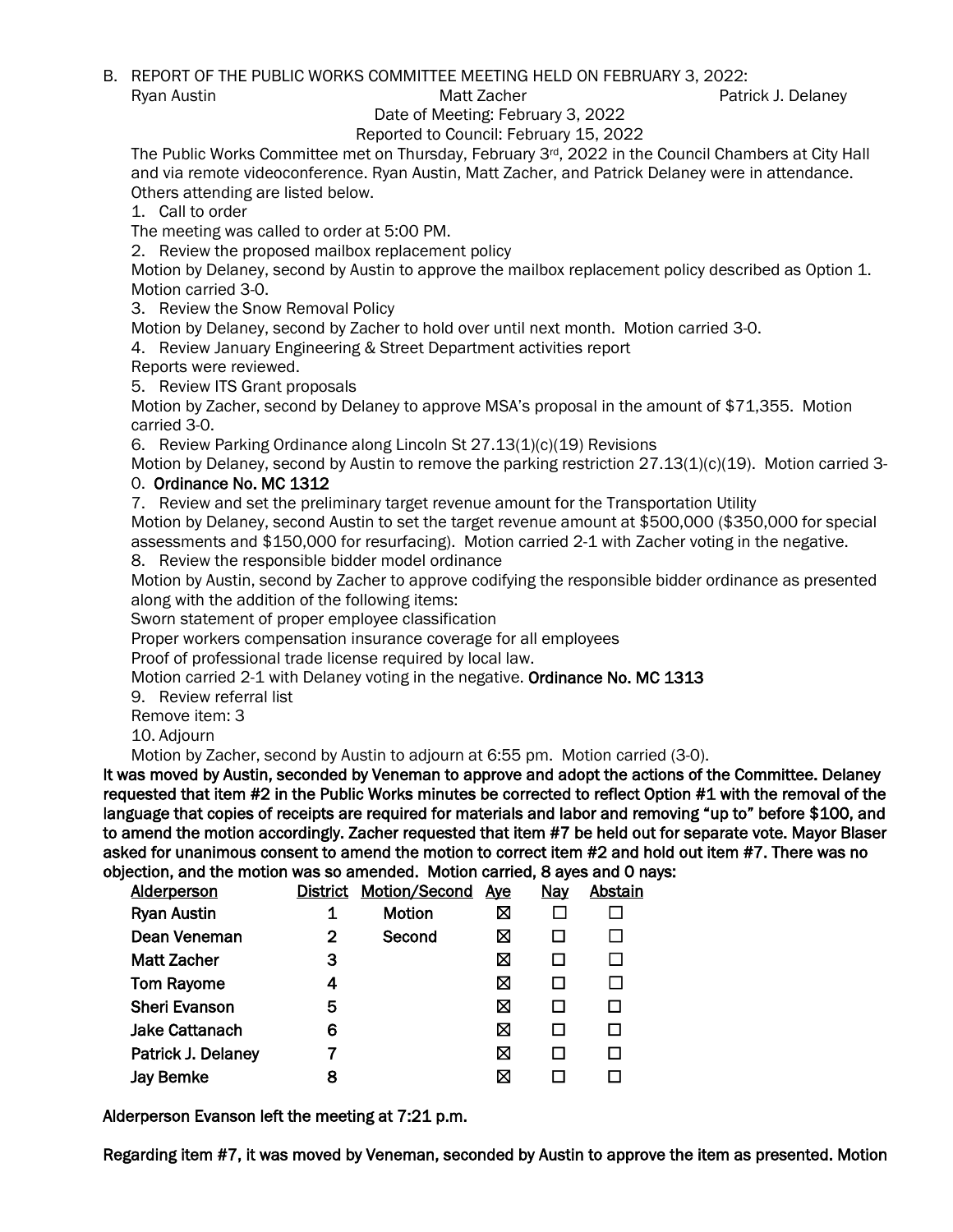B. REPORT OF THE PUBLIC WORKS COMMITTEE MEETING HELD ON FEBRUARY 3, 2022:

Ryan Austin          Matt Zacher          Patrick J. Delaney

Date of Meeting: February 3, 2022

Reported to Council: February 15, 2022

The Public Works Committee met on Thursday, February 3rd, 2022 in the Council Chambers at City Hall and via remote videoconference. Ryan Austin, Matt Zacher, and Patrick Delaney were in attendance. Others attending are listed below.

1. Call to order

The meeting was called to order at 5:00 PM.

2. Review the proposed mailbox replacement policy

Motion by Delaney, second by Austin to approve the mailbox replacement policy described as Option 1. Motion carried 3-0.

3. Review the Snow Removal Policy

Motion by Delaney, second by Zacher to hold over until next month. Motion carried 3-0.

4. Review January Engineering & Street Department activities report

Reports were reviewed.

5. Review ITS Grant proposals

Motion by Zacher, second by Delaney to approve MSA's proposal in the amount of $71,355. Motion carried 3-0.

6. Review Parking Ordinance along Lincoln St 27.13(1)(c)(19) Revisions

Motion by Delaney, second by Austin to remove the parking restriction 27.13(1)(c)(19). Motion carried 3-0. **Ordinance No. MC 1312**

7. Review and set the preliminary target revenue amount for the Transportation Utility

Motion by Delaney, second Austin to set the target revenue amount at $500,000 ($350,000 for special assessments and $150,000 for resurfacing). Motion carried 2-1 with Zacher voting in the negative.

8. Review the responsible bidder model ordinance

Motion by Austin, second by Zacher to approve codifying the responsible bidder ordinance as presented along with the addition of the following items:

Sworn statement of proper employee classification

Proper workers compensation insurance coverage for all employees

Proof of professional trade license required by local law.

Motion carried 2-1 with Delaney voting in the negative. **Ordinance No. MC 1313**

9. Review referral list

Remove item: 3

10. Adjourn

Motion by Zacher, second by Austin to adjourn at 6:55 pm. Motion carried (3-0).

**It was moved by Austin, seconded by Veneman to approve and adopt the actions of the Committee. Delaney requested that item #2 in the Public Works minutes be corrected to reflect Option #1 with the removal of the language that copies of receipts are required for materials and labor and removing "up to" before $100, and to amend the motion accordingly. Zacher requested that item #7 be held out for separate vote. Mayor Blaser asked for unanimous consent to amend the motion to correct item #2 and hold out item #7. There was no objection, and the motion was so amended. Motion carried, 8 ayes and 0 nays:**

| Alderperson | District | Motion/Second | Aye | Nay | Abstain |
|---|---|---|---|---|---|
| Ryan Austin | 1 | Motion | ☒ | ☐ | ☐ |
| Dean Veneman | 2 | Second | ☒ | ☐ | ☐ |
| Matt Zacher | 3 | | ☒ | ☐ | ☐ |
| Tom Rayome | 4 | | ☒ | ☐ | ☐ |
| Sheri Evanson | 5 | | ☒ | ☐ | ☐ |
| Jake Cattanach | 6 | | ☒ | ☐ | ☐ |
| Patrick J. Delaney | 7 | | ☒ | ☐ | ☐ |
| Jay Bemke | 8 | | ☒ | ☐ | ☐ |

**Alderperson Evanson left the meeting at 7:21 p.m.**

**Regarding item #7, it was moved by Veneman, seconded by Austin to approve the item as presented. Motion**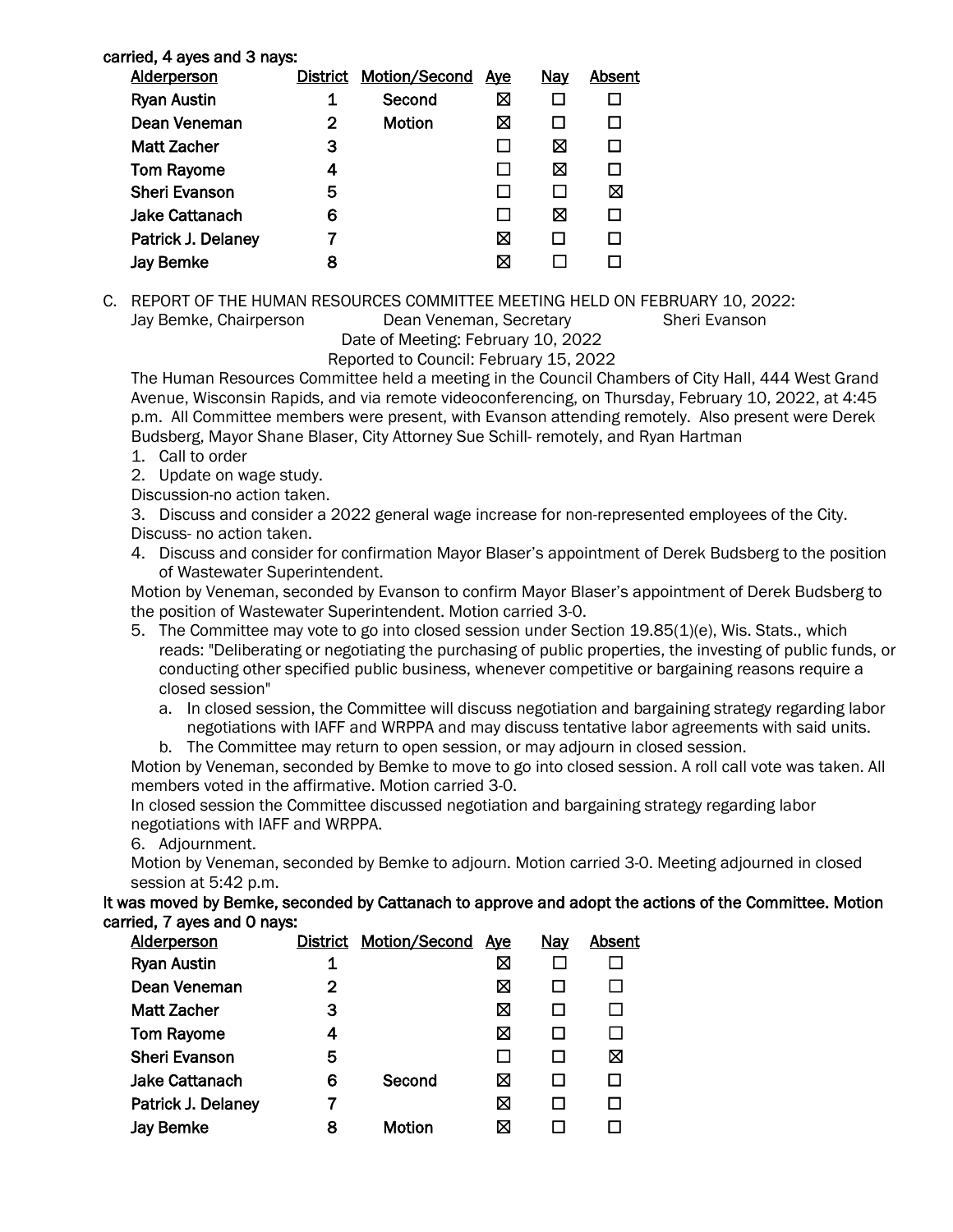**carried, 4 ayes and 3 nays:**

| Alderperson | District | Motion/Second | Aye | Nay | Absent |
|---|---|---|---|---|---|
| Ryan Austin | 1 | Second | ☒ | ☐ | ☐ |
| Dean Veneman | 2 | Motion | ☒ | ☐ | ☐ |
| Matt Zacher | 3 | | ☐ | ☒ | ☐ |
| Tom Rayome | 4 | | ☐ | ☒ | ☐ |
| Sheri Evanson | 5 | | ☐ | ☐ | ☒ |
| Jake Cattanach | 6 | | ☐ | ☒ | ☐ |
| Patrick J. Delaney | 7 | | ☒ | ☐ | ☐ |
| Jay Bemke | 8 | | ☒ | ☐ | ☐ |

C. REPORT OF THE HUMAN RESOURCES COMMITTEE MEETING HELD ON FEBRUARY 10, 2022:
Jay Bemke, Chairperson Dean Veneman, Secretary Sheri Evanson

Date of Meeting: February 10, 2022
Reported to Council: February 15, 2022

The Human Resources Committee held a meeting in the Council Chambers of City Hall, 444 West Grand Avenue, Wisconsin Rapids, and via remote videoconferencing, on Thursday, February 10, 2022, at 4:45 p.m. All Committee members were present, with Evanson attending remotely. Also present were Derek Budsberg, Mayor Shane Blaser, City Attorney Sue Schill- remotely, and Ryan Hartman

1. Call to order
2. Update on wage study.

Discussion-no action taken.

3. Discuss and consider a 2022 general wage increase for non-represented employees of the City.

Discuss- no action taken.

4. Discuss and consider for confirmation Mayor Blaser's appointment of Derek Budsberg to the position of Wastewater Superintendent.

Motion by Veneman, seconded by Evanson to confirm Mayor Blaser's appointment of Derek Budsberg to the position of Wastewater Superintendent. Motion carried 3-0.

5. The Committee may vote to go into closed session under Section 19.85(1)(e), Wis. Stats., which reads: "Deliberating or negotiating the purchasing of public properties, the investing of public funds, or conducting other specified public business, whenever competitive or bargaining reasons require a closed session"
   a. In closed session, the Committee will discuss negotiation and bargaining strategy regarding labor negotiations with IAFF and WRPPA and may discuss tentative labor agreements with said units.
   b. The Committee may return to open session, or may adjourn in closed session.

Motion by Veneman, seconded by Bemke to move to go into closed session. A roll call vote was taken. All members voted in the affirmative. Motion carried 3-0.

In closed session the Committee discussed negotiation and bargaining strategy regarding labor negotiations with IAFF and WRPPA.

6. Adjournment.

Motion by Veneman, seconded by Bemke to adjourn. Motion carried 3-0. Meeting adjourned in closed session at 5:42 p.m.

**It was moved by Bemke, seconded by Cattanach to approve and adopt the actions of the Committee. Motion carried, 7 ayes and 0 nays:**

| Alderperson | District | Motion/Second | Aye | Nay | Absent |
|---|---|---|---|---|---|
| Ryan Austin | 1 | | ☒ | ☐ | ☐ |
| Dean Veneman | 2 | | ☒ | ☐ | ☐ |
| Matt Zacher | 3 | | ☒ | ☐ | ☐ |
| Tom Rayome | 4 | | ☒ | ☐ | ☐ |
| Sheri Evanson | 5 | | ☐ | ☐ | ☒ |
| Jake Cattanach | 6 | Second | ☒ | ☐ | ☐ |
| Patrick J. Delaney | 7 | | ☒ | ☐ | ☐ |
| Jay Bemke | 8 | Motion | ☒ | ☐ | ☐ |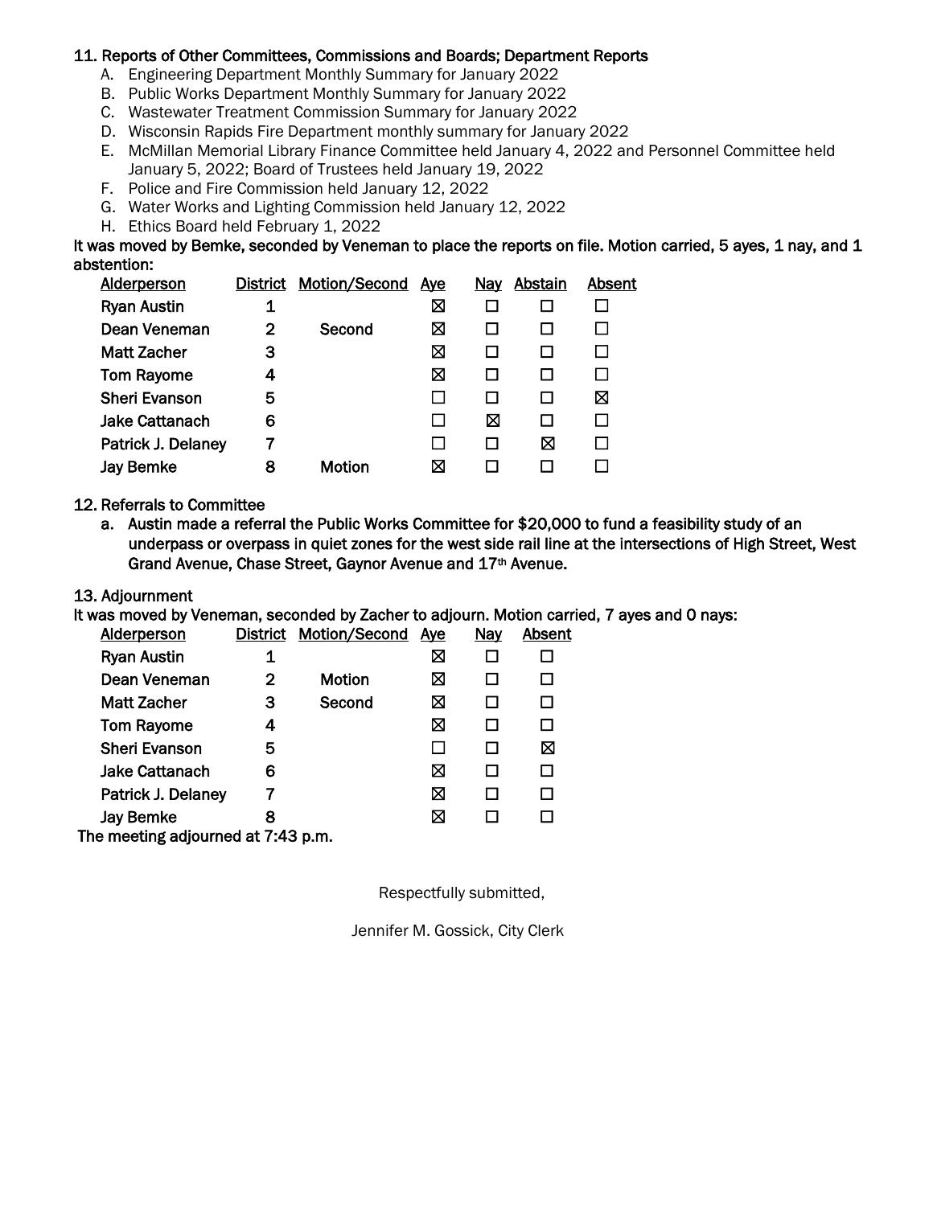**11. Reports of Other Committees, Commissions and Boards; Department Reports**

A. Engineering Department Monthly Summary for January 2022
B. Public Works Department Monthly Summary for January 2022
C. Wastewater Treatment Commission Summary for January 2022
D. Wisconsin Rapids Fire Department monthly summary for January 2022
E. McMillan Memorial Library Finance Committee held January 4, 2022 and Personnel Committee held January 5, 2022; Board of Trustees held January 19, 2022
F. Police and Fire Commission held January 12, 2022
G. Water Works and Lighting Commission held January 12, 2022
H. Ethics Board held February 1, 2022

**It was moved by Bemke, seconded by Veneman to place the reports on file. Motion carried, 5 ayes, 1 nay, and 1 abstention:**

| Alderperson | District | Motion/Second | Aye | Nay | Abstain | Absent |
|---|---|---|---|---|---|---|
| Ryan Austin | 1 | | ☒ | ☐ | ☐ | ☐ |
| Dean Veneman | 2 | Second | ☒ | ☐ | ☐ | ☐ |
| Matt Zacher | 3 | | ☒ | ☐ | ☐ | ☐ |
| Tom Rayome | 4 | | ☒ | ☐ | ☐ | ☐ |
| Sheri Evanson | 5 | | ☐ | ☐ | ☐ | ☒ |
| Jake Cattanach | 6 | | ☐ | ☒ | ☐ | ☐ |
| Patrick J. Delaney | 7 | | ☐ | ☐ | ☒ | ☐ |
| Jay Bemke | 8 | Motion | ☒ | ☐ | ☐ | ☐ |

**12. Referrals to Committee**

a. **Austin made a referral the Public Works Committee for $20,000 to fund a feasibility study of an underpass or overpass in quiet zones for the west side rail line at the intersections of High Street, West Grand Avenue, Chase Street, Gaynor Avenue and 17th Avenue.**

**13. Adjournment**

**It was moved by Veneman, seconded by Zacher to adjourn. Motion carried, 7 ayes and 0 nays:**

| Alderperson | District | Motion/Second | Aye | Nay | Absent |
|---|---|---|---|---|---|
| Ryan Austin | 1 | | ☒ | ☐ | ☐ |
| Dean Veneman | 2 | Motion | ☒ | ☐ | ☐ |
| Matt Zacher | 3 | Second | ☒ | ☐ | ☐ |
| Tom Rayome | 4 | | ☒ | ☐ | ☐ |
| Sheri Evanson | 5 | | ☐ | ☐ | ☒ |
| Jake Cattanach | 6 | | ☒ | ☐ | ☐ |
| Patrick J. Delaney | 7 | | ☒ | ☐ | ☐ |
| Jay Bemke | 8 | | ☒ | ☐ | ☐ |

**The meeting adjourned at 7:43 p.m.**

Respectfully submitted,

Jennifer M. Gossick, City Clerk